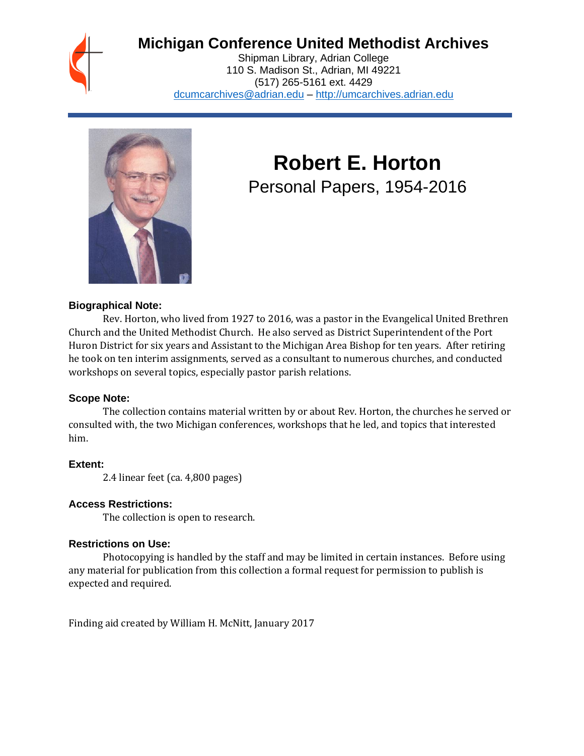# Michigan Conference United Methodist Archives

Shipman Library, Adrian College
110 S. Madison St., Adrian, MI 49221
(517) 265-5161 ext. 4429
dcumcarchives@adrian.edu – http://umcarchives.adrian.edu

# Robert E. Horton

## Personal Papers, 1954-2016

### Biographical Note:

Rev. Horton, who lived from 1927 to 2016, was a pastor in the Evangelical United Brethren Church and the United Methodist Church. He also served as District Superintendent of the Port Huron District for six years and Assistant to the Michigan Area Bishop for ten years. After retiring he took on ten interim assignments, served as a consultant to numerous churches, and conducted workshops on several topics, especially pastor parish relations.

### Scope Note:

The collection contains material written by or about Rev. Horton, the churches he served or consulted with, the two Michigan conferences, workshops that he led, and topics that interested him.

### Extent:

2.4 linear feet (ca. 4,800 pages)

### Access Restrictions:

The collection is open to research.

### Restrictions on Use:

Photocopying is handled by the staff and may be limited in certain instances. Before using any material for publication from this collection a formal request for permission to publish is expected and required.

Finding aid created by William H. McNitt, January 2017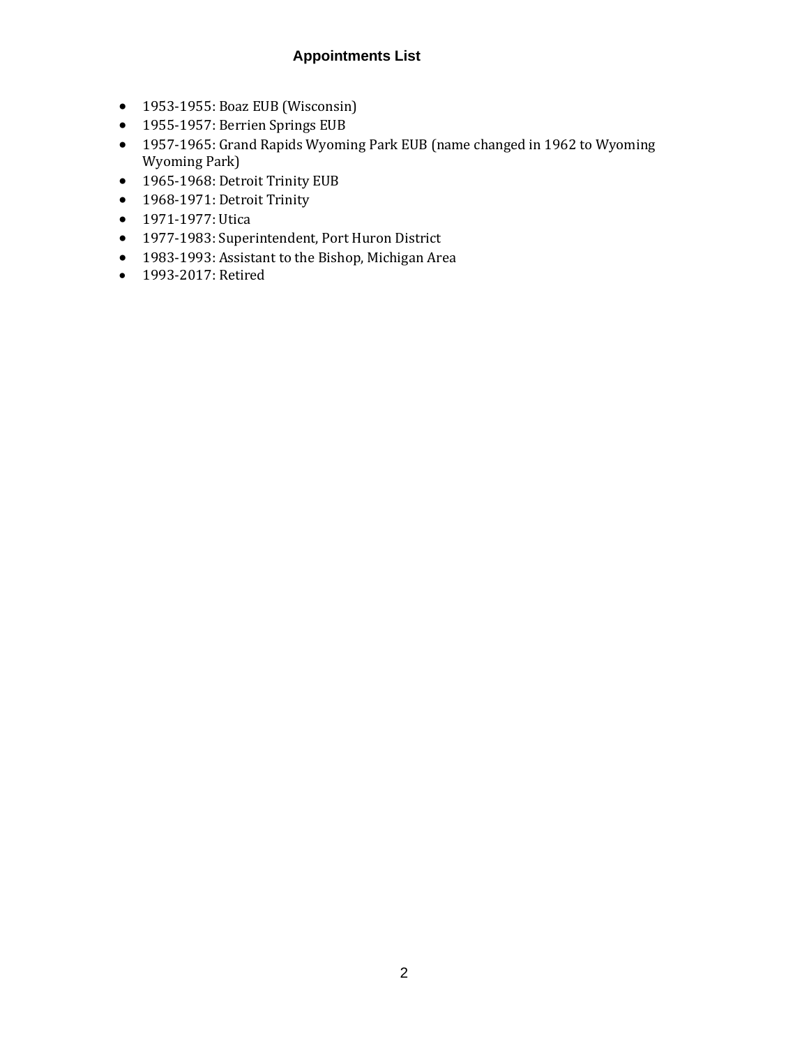## Appointments List

- 1953-1955: Boaz EUB (Wisconsin)
- 1955-1957: Berrien Springs EUB
- 1957-1965: Grand Rapids Wyoming Park EUB (name changed in 1962 to Wyoming Wyoming Park)
- 1965-1968: Detroit Trinity EUB
- 1968-1971: Detroit Trinity
- 1971-1977: Utica
- 1977-1983: Superintendent, Port Huron District
- 1983-1993: Assistant to the Bishop, Michigan Area
- 1993-2017: Retired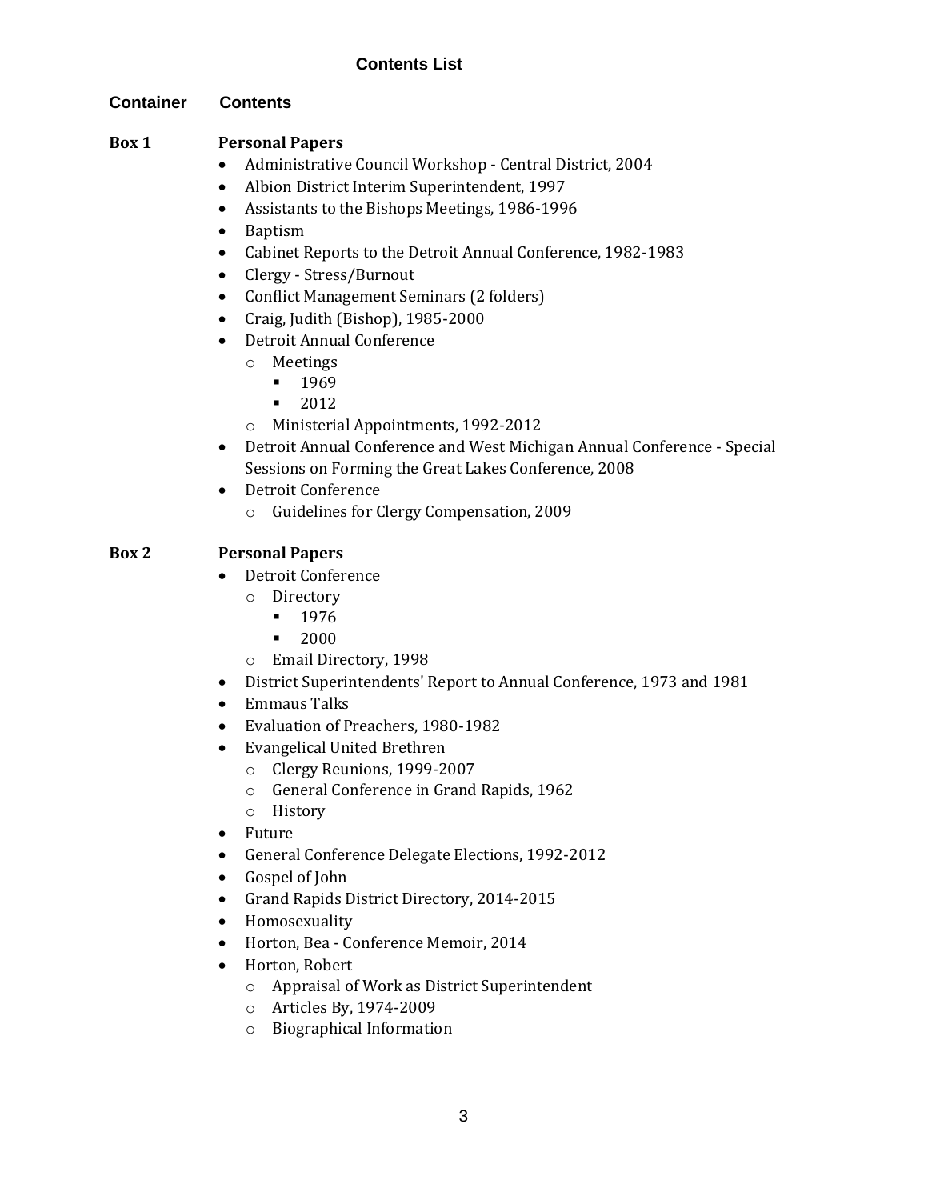## Contents List

**Container** **Contents**

**Box 1** **Personal Papers**

- Administrative Council Workshop - Central District, 2004
- Albion District Interim Superintendent, 1997
- Assistants to the Bishops Meetings, 1986-1996
- Baptism
- Cabinet Reports to the Detroit Annual Conference, 1982-1983
- Clergy - Stress/Burnout
- Conflict Management Seminars (2 folders)
- Craig, Judith (Bishop), 1985-2000
- Detroit Annual Conference
  - Meetings
    - 1969
    - 2012
  - Ministerial Appointments, 1992-2012
- Detroit Annual Conference and West Michigan Annual Conference - Special Sessions on Forming the Great Lakes Conference, 2008
- Detroit Conference
  - Guidelines for Clergy Compensation, 2009

**Box 2** **Personal Papers**

- Detroit Conference
  - Directory
    - 1976
    - 2000
  - Email Directory, 1998
- District Superintendents' Report to Annual Conference, 1973 and 1981
- Emmaus Talks
- Evaluation of Preachers, 1980-1982
- Evangelical United Brethren
  - Clergy Reunions, 1999-2007
  - General Conference in Grand Rapids, 1962
  - History
- Future
- General Conference Delegate Elections, 1992-2012
- Gospel of John
- Grand Rapids District Directory, 2014-2015
- Homosexuality
- Horton, Bea - Conference Memoir, 2014
- Horton, Robert
  - Appraisal of Work as District Superintendent
  - Articles By, 1974-2009
  - Biographical Information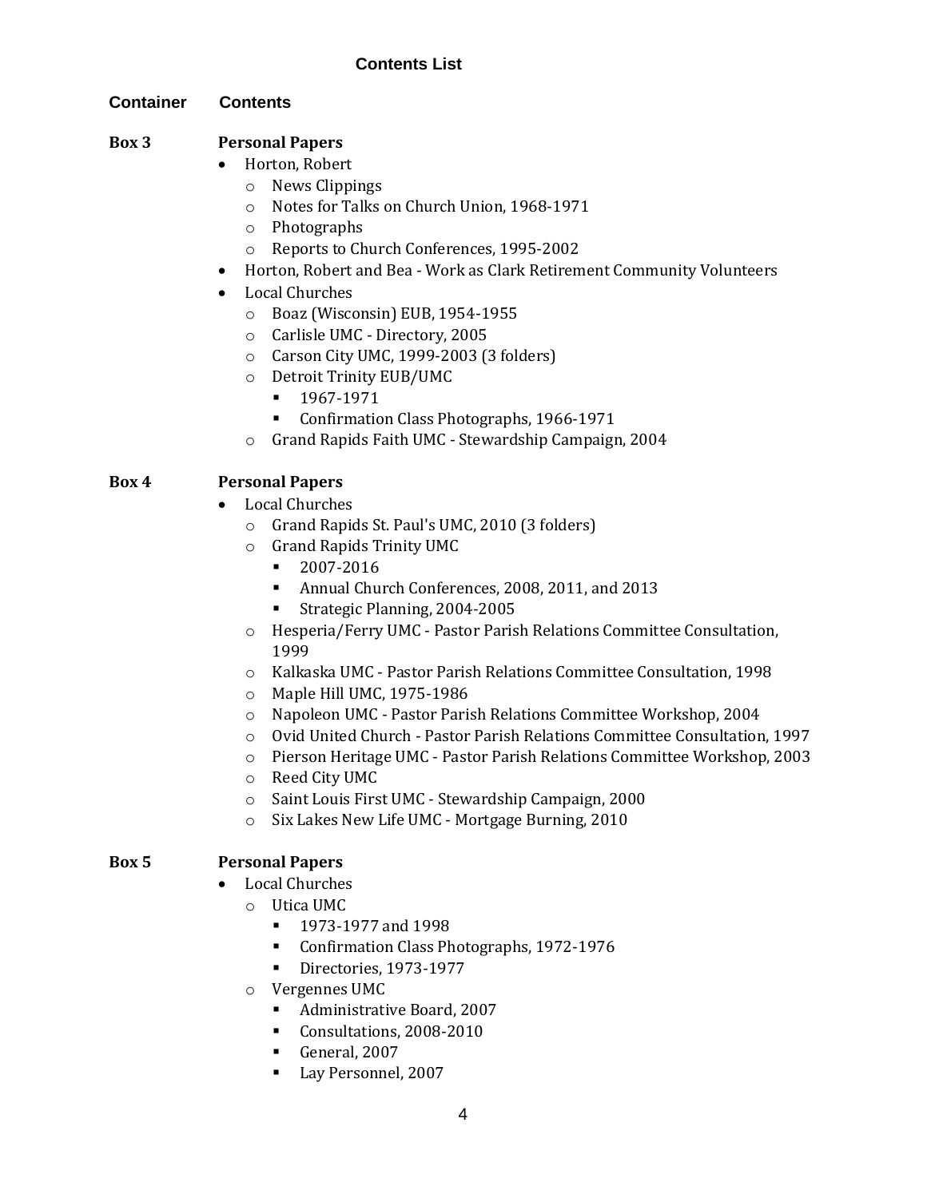## Contents List

| Container | Contents |
|---|---|
| **Box 3** | **Personal Papers** |

- Horton, Robert
  - News Clippings
  - Notes for Talks on Church Union, 1968-1971
  - Photographs
  - Reports to Church Conferences, 1995-2002
- Horton, Robert and Bea - Work as Clark Retirement Community Volunteers
- Local Churches
  - Boaz (Wisconsin) EUB, 1954-1955
  - Carlisle UMC - Directory, 2005
  - Carson City UMC, 1999-2003 (3 folders)
  - Detroit Trinity EUB/UMC
    - 1967-1971
    - Confirmation Class Photographs, 1966-1971
  - Grand Rapids Faith UMC - Stewardship Campaign, 2004

**Box 4** — **Personal Papers**

- Local Churches
  - Grand Rapids St. Paul's UMC, 2010 (3 folders)
  - Grand Rapids Trinity UMC
    - 2007-2016
    - Annual Church Conferences, 2008, 2011, and 2013
    - Strategic Planning, 2004-2005
  - Hesperia/Ferry UMC - Pastor Parish Relations Committee Consultation, 1999
  - Kalkaska UMC - Pastor Parish Relations Committee Consultation, 1998
  - Maple Hill UMC, 1975-1986
  - Napoleon UMC - Pastor Parish Relations Committee Workshop, 2004
  - Ovid United Church - Pastor Parish Relations Committee Consultation, 1997
  - Pierson Heritage UMC - Pastor Parish Relations Committee Workshop, 2003
  - Reed City UMC
  - Saint Louis First UMC - Stewardship Campaign, 2000
  - Six Lakes New Life UMC - Mortgage Burning, 2010

**Box 5** — **Personal Papers**

- Local Churches
  - Utica UMC
    - 1973-1977 and 1998
    - Confirmation Class Photographs, 1972-1976
    - Directories, 1973-1977
  - Vergennes UMC
    - Administrative Board, 2007
    - Consultations, 2008-2010
    - General, 2007
    - Lay Personnel, 2007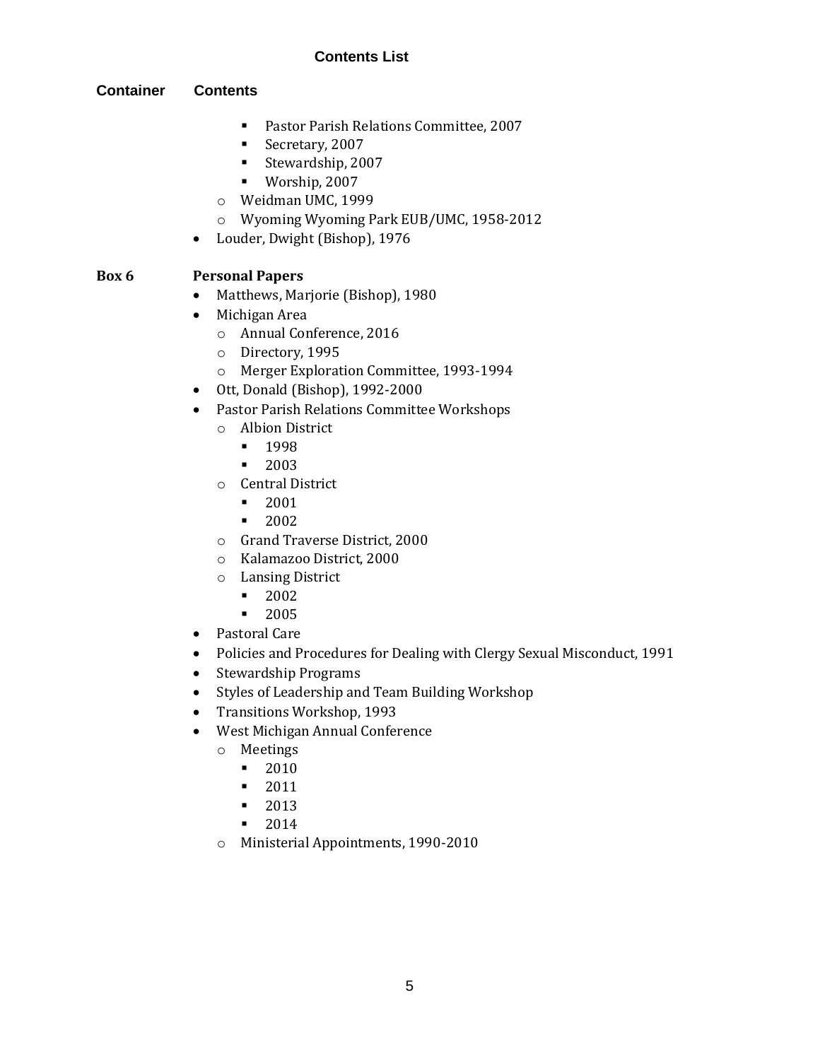## Contents List

**Container** **Contents**

        - Pastor Parish Relations Committee, 2007
        - Secretary, 2007
        - Stewardship, 2007
        - Worship, 2007
    - Weidman UMC, 1999
    - Wyoming Wyoming Park EUB/UMC, 1958-2012
- Louder, Dwight (Bishop), 1976

**Box 6** **Personal Papers**

- Matthews, Marjorie (Bishop), 1980
- Michigan Area
    - Annual Conference, 2016
    - Directory, 1995
    - Merger Exploration Committee, 1993-1994
- Ott, Donald (Bishop), 1992-2000
- Pastor Parish Relations Committee Workshops
    - Albion District
        - 1998
        - 2003
    - Central District
        - 2001
        - 2002
    - Grand Traverse District, 2000
    - Kalamazoo District, 2000
    - Lansing District
        - 2002
        - 2005
- Pastoral Care
- Policies and Procedures for Dealing with Clergy Sexual Misconduct, 1991
- Stewardship Programs
- Styles of Leadership and Team Building Workshop
- Transitions Workshop, 1993
- West Michigan Annual Conference
    - Meetings
        - 2010
        - 2011
        - 2013
        - 2014
    - Ministerial Appointments, 1990-2010